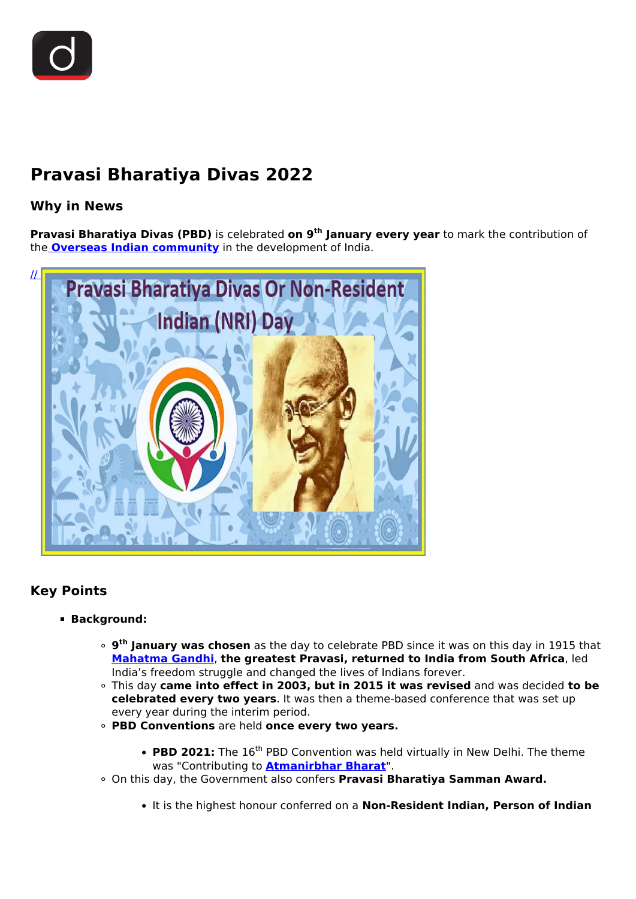# Pravasi Bharatiya Divas 2022

## Why in News

**Pravasi Bharatiya Divas (PBD)** is celebrated **on 9th January every year** to mark the contribution of the **Overseas Indian community** in the development of India.

//

## Key Points

- **Background:**
  - **9th January was chosen** as the day to celebrate PBD since it was on this day in 1915 that **Mahatma Gandhi**, **the greatest Pravasi, returned to India from South Africa**, led India's freedom struggle and changed the lives of Indians forever.
  - This day **came into effect in 2003, but in 2015 it was revised** and was decided **to be celebrated every two years**. It was then a theme-based conference that was set up every year during the interim period.
  - **PBD Conventions** are held **once every two years.**
    - **PBD 2021:** The 16th PBD Convention was held virtually in New Delhi. The theme was "Contributing to **Atmanirbhar Bharat**".
  - On this day, the Government also confers **Pravasi Bharatiya Samman Award.**
    - It is the highest honour conferred on a **Non-Resident Indian, Person of Indian**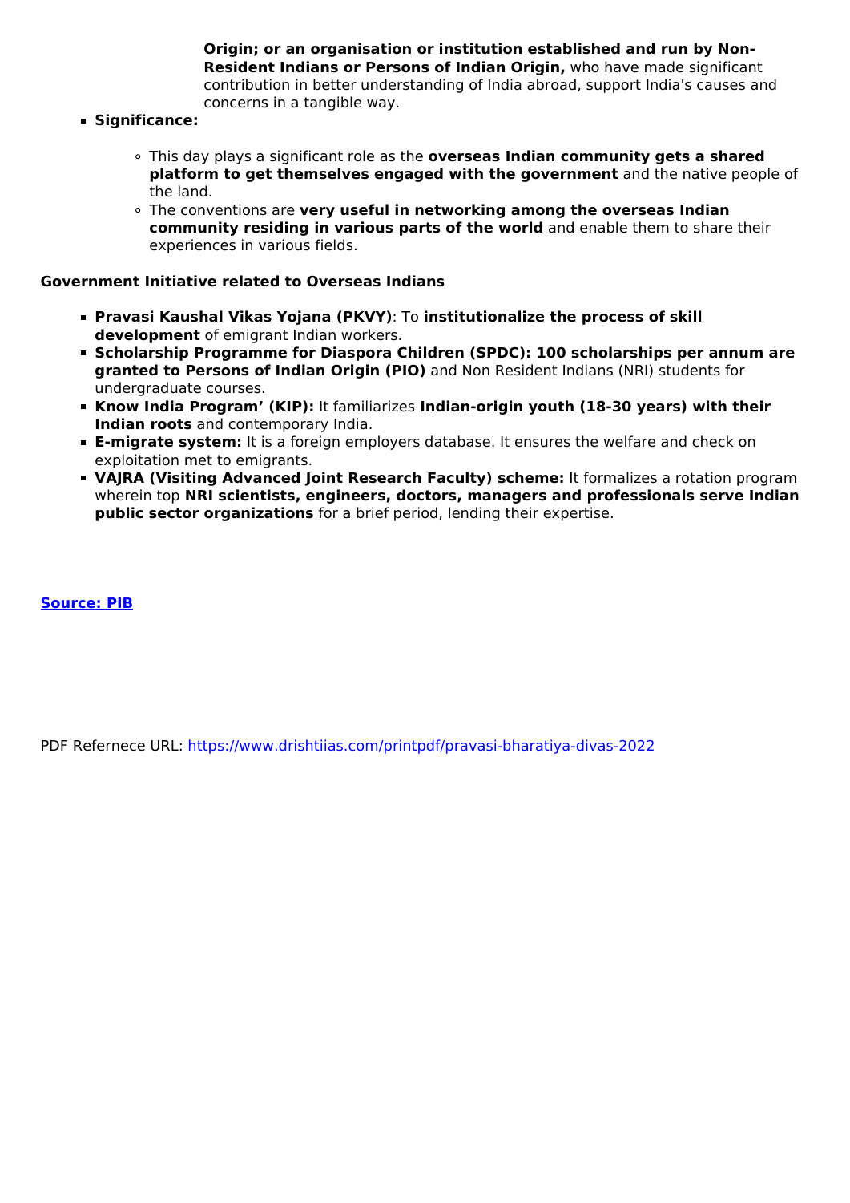**Origin; or an organisation or institution established and run by Non-Resident Indians or Persons of Indian Origin,** who have made significant contribution in better understanding of India abroad, support India's causes and concerns in a tangible way.

- **Significance:**
  - This day plays a significant role as the **overseas Indian community gets a shared platform to get themselves engaged with the government** and the native people of the land.
  - The conventions are **very useful in networking among the overseas Indian community residing in various parts of the world** and enable them to share their experiences in various fields.

**Government Initiative related to Overseas Indians**

- **Pravasi Kaushal Vikas Yojana (PKVY)**: To **institutionalize the process of skill development** of emigrant Indian workers.
- **Scholarship Programme for Diaspora Children (SPDC): 100 scholarships per annum are granted to Persons of Indian Origin (PIO)** and Non Resident Indians (NRI) students for undergraduate courses.
- **Know India Program' (KIP):** It familiarizes **Indian-origin youth (18-30 years) with their Indian roots** and contemporary India.
- **E-migrate system:** It is a foreign employers database. It ensures the welfare and check on exploitation met to emigrants.
- **VAJRA (Visiting Advanced Joint Research Faculty) scheme:** It formalizes a rotation program wherein top **NRI scientists, engineers, doctors, managers and professionals serve Indian public sector organizations** for a brief period, lending their expertise.

**Source: PIB**

PDF Refernece URL: https://www.drishtiias.com/printpdf/pravasi-bharatiya-divas-2022